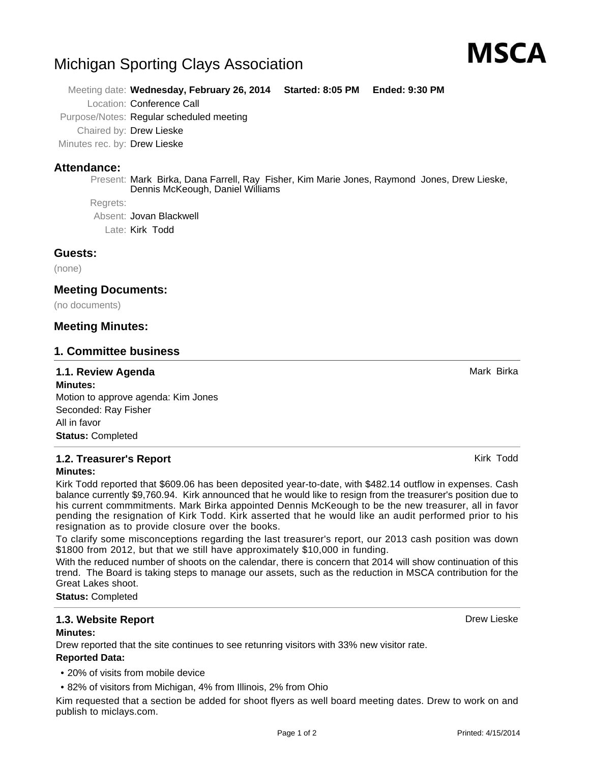# Michigan Sporting Clays Association

**MSCA**

Meeting date: **Wednesday, February 26, 2014** **Started: 8:05 PM** **Ended: 9:30 PM**

Location: Conference Call

Purpose/Notes: Regular scheduled meeting

Chaired by: Drew Lieske

Minutes rec. by: Drew Lieske

## Attendance:

Present: Mark Birka, Dana Farrell, Ray Fisher, Kim Marie Jones, Raymond Jones, Drew Lieske, Dennis McKeough, Daniel Williams

Regrets:

Absent: Jovan Blackwell

Late: Kirk Todd

## Guests:

(none)

## Meeting Documents:

(no documents)

## Meeting Minutes:

## 1. Committee business

### 1.1. Review Agenda — Mark Birka

**Minutes:**

Motion to approve agenda: Kim Jones

Seconded: Ray Fisher

All in favor

**Status:** Completed

### 1.2. Treasurer's Report — Kirk Todd

**Minutes:**

Kirk Todd reported that $609.06 has been deposited year-to-date, with $482.14 outflow in expenses. Cash balance currently $9,760.94. Kirk announced that he would like to resign from the treasurer's position due to his current commmitments. Mark Birka appointed Dennis McKeough to be the new treasurer, all in favor pending the resignation of Kirk Todd. Kirk asserted that he would like an audit performed prior to his resignation as to provide closure over the books.

To clarify some misconceptions regarding the last treasurer's report, our 2013 cash position was down $1800 from 2012, but that we still have approximately $10,000 in funding.

With the reduced number of shoots on the calendar, there is concern that 2014 will show continuation of this trend. The Board is taking steps to manage our assets, such as the reduction in MSCA contribution for the Great Lakes shoot.

**Status:** Completed

### 1.3. Website Report — Drew Lieske

**Minutes:**

Drew reported that the site continues to see retunring visitors with 33% new visitor rate.

**Reported Data:**

- 20% of visits from mobile device
- 82% of visitors from Michigan, 4% from Illinois, 2% from Ohio

Kim requested that a section be added for shoot flyers as well board meeting dates. Drew to work on and publish to miclays.com.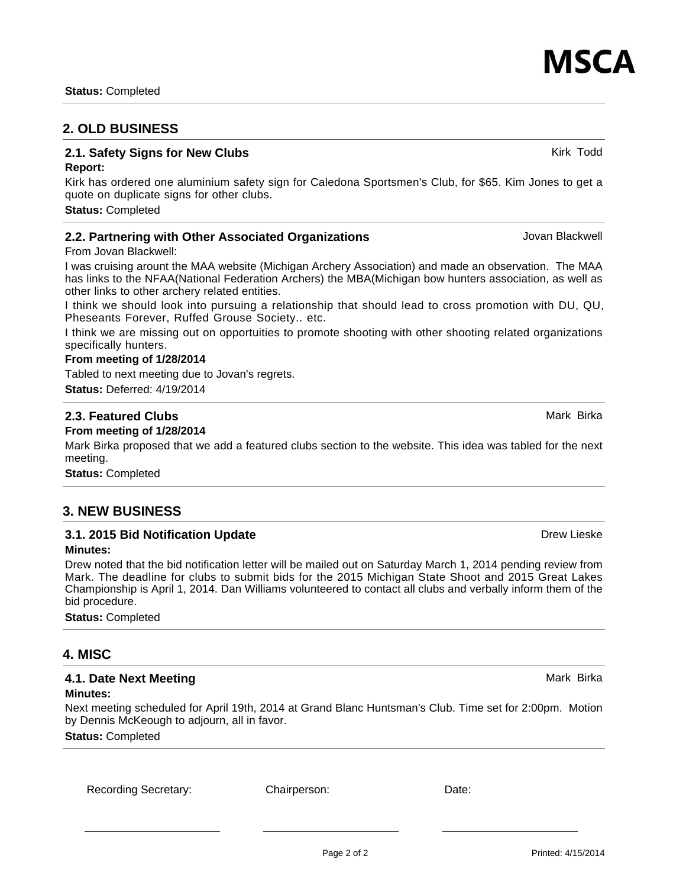**Status:** Completed

## 2. OLD BUSINESS

### 2.1. Safety Signs for New Clubs

Kirk Todd

**Report:**

Kirk has ordered one aluminium safety sign for Caledona Sportsmen's Club, for $65. Kim Jones to get a quote on duplicate signs for other clubs.

**Status:** Completed

### 2.2. Partnering with Other Associated Organizations

Jovan Blackwell

From Jovan Blackwell:

I was cruising arount the MAA website (Michigan Archery Association) and made an observation. The MAA has links to the NFAA(National Federation Archers) the MBA(Michigan bow hunters association, as well as other links to other archery related entities.

I think we should look into pursuing a relationship that should lead to cross promotion with DU, QU, Pheseants Forever, Ruffed Grouse Society.. etc.

I think we are missing out on opportuities to promote shooting with other shooting related organizations specifically hunters.

**From meeting of 1/28/2014**

Tabled to next meeting due to Jovan's regrets.

**Status:** Deferred: 4/19/2014

### 2.3. Featured Clubs

Mark Birka

**From meeting of 1/28/2014**

Mark Birka proposed that we add a featured clubs section to the website. This idea was tabled for the next meeting.

**Status:** Completed

## 3. NEW BUSINESS

### 3.1. 2015 Bid Notification Update

Drew Lieske

**Minutes:**

Drew noted that the bid notification letter will be mailed out on Saturday March 1, 2014 pending review from Mark. The deadline for clubs to submit bids for the 2015 Michigan State Shoot and 2015 Great Lakes Championship is April 1, 2014. Dan Williams volunteered to contact all clubs and verbally inform them of the bid procedure.

**Status:** Completed

## 4. MISC

### 4.1. Date Next Meeting

Mark Birka

**Minutes:**

Next meeting scheduled for April 19th, 2014 at Grand Blanc Huntsman's Club. Time set for 2:00pm. Motion by Dennis McKeough to adjourn, all in favor.

**Status:** Completed

Recording Secretary: ____________________

Chairperson: ____________________

Date: ____________________

Printed: 4/15/2014